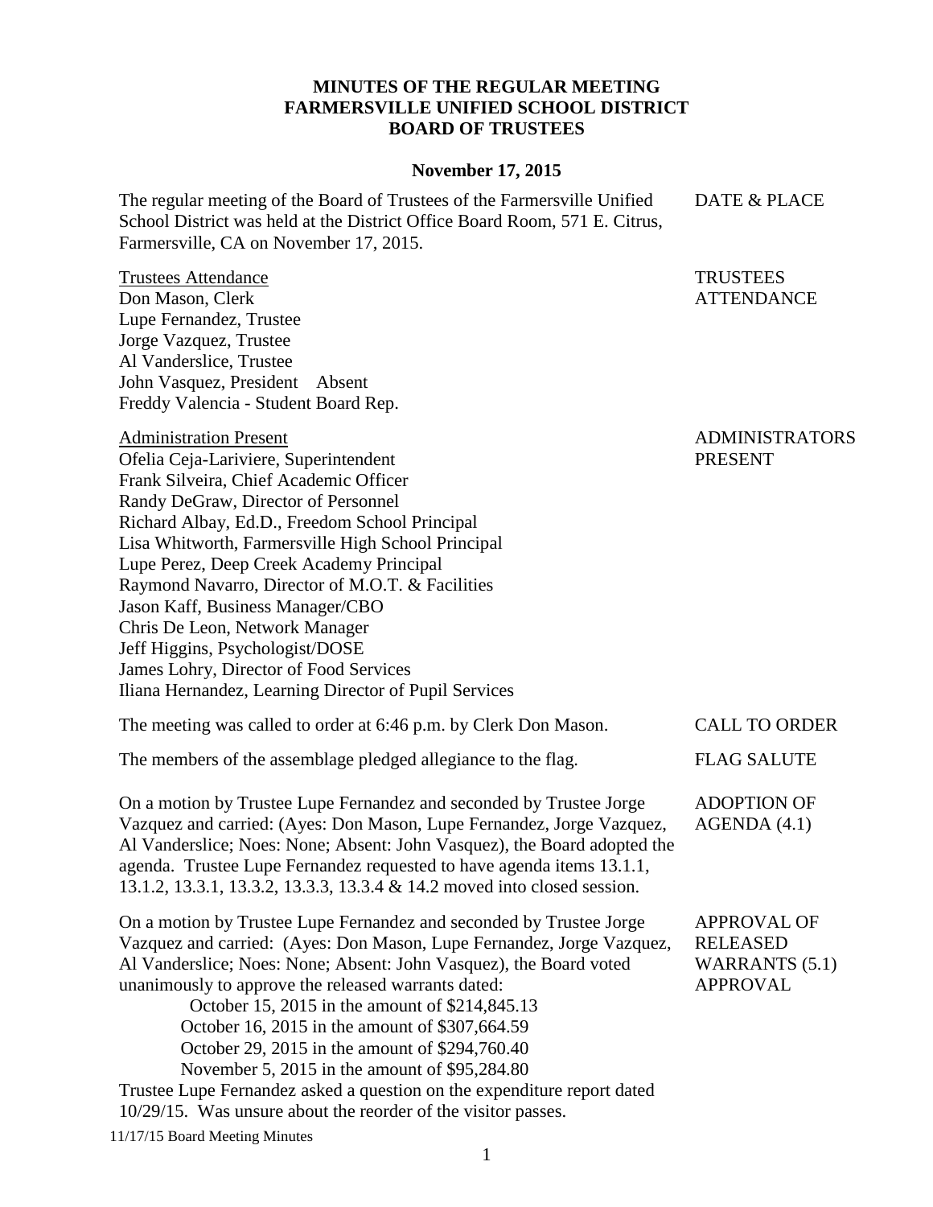# MINUTES OF THE REGULAR MEETING
# FARMERSVILLE UNIFIED SCHOOL DISTRICT
# BOARD OF TRUSTEES

**November 17, 2015**

**DATE & PLACE**

The regular meeting of the Board of Trustees of the Farmersville Unified School District was held at the District Office Board Room, 571 E. Citrus, Farmersville, CA on November 17, 2015.

**TRUSTEES ATTENDANCE**

Trustees Attendance
Don Mason, Clerk
Lupe Fernandez, Trustee
Jorge Vazquez, Trustee
Al Vanderslice, Trustee
John Vasquez, President Absent
Freddy Valencia - Student Board Rep.

**ADMINISTRATORS PRESENT**

Administration Present
Ofelia Ceja-Lariviere, Superintendent
Frank Silveira, Chief Academic Officer
Randy DeGraw, Director of Personnel
Richard Albay, Ed.D., Freedom School Principal
Lisa Whitworth, Farmersville High School Principal
Lupe Perez, Deep Creek Academy Principal
Raymond Navarro, Director of M.O.T. & Facilities
Jason Kaff, Business Manager/CBO
Chris De Leon, Network Manager
Jeff Higgins, Psychologist/DOSE
James Lohry, Director of Food Services
Iliana Hernandez, Learning Director of Pupil Services

**CALL TO ORDER**

The meeting was called to order at 6:46 p.m. by Clerk Don Mason.

**FLAG SALUTE**

The members of the assemblage pledged allegiance to the flag.

**ADOPTION OF AGENDA (4.1)**

On a motion by Trustee Lupe Fernandez and seconded by Trustee Jorge Vazquez and carried: (Ayes: Don Mason, Lupe Fernandez, Jorge Vazquez, Al Vanderslice; Noes: None; Absent: John Vasquez), the Board adopted the agenda. Trustee Lupe Fernandez requested to have agenda items 13.1.1, 13.1.2, 13.3.1, 13.3.2, 13.3.3, 13.3.4 & 14.2 moved into closed session.

**APPROVAL OF RELEASED WARRANTS (5.1) APPROVAL**

On a motion by Trustee Lupe Fernandez and seconded by Trustee Jorge Vazquez and carried: (Ayes: Don Mason, Lupe Fernandez, Jorge Vazquez, Al Vanderslice; Noes: None; Absent: John Vasquez), the Board voted unanimously to approve the released warrants dated:

October 15, 2015 in the amount of $214,845.13
October 16, 2015 in the amount of $307,664.59
October 29, 2015 in the amount of $294,760.40
November 5, 2015 in the amount of $95,284.80

Trustee Lupe Fernandez asked a question on the expenditure report dated 10/29/15. Was unsure about the reorder of the visitor passes.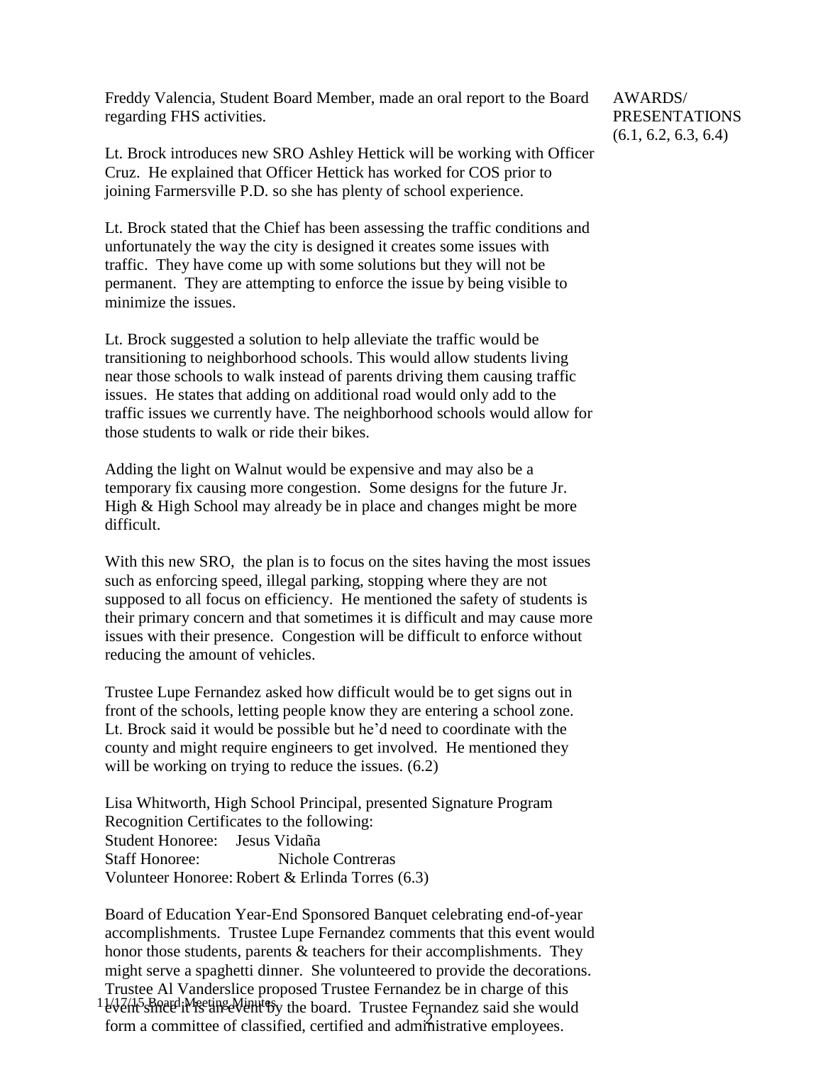AWARDS/ PRESENTATIONS (6.1, 6.2, 6.3, 6.4)

Freddy Valencia, Student Board Member, made an oral report to the Board regarding FHS activities.

Lt. Brock introduces new SRO Ashley Hettick will be working with Officer Cruz. He explained that Officer Hettick has worked for COS prior to joining Farmersville P.D. so she has plenty of school experience.

Lt. Brock stated that the Chief has been assessing the traffic conditions and unfortunately the way the city is designed it creates some issues with traffic. They have come up with some solutions but they will not be permanent. They are attempting to enforce the issue by being visible to minimize the issues.

Lt. Brock suggested a solution to help alleviate the traffic would be transitioning to neighborhood schools. This would allow students living near those schools to walk instead of parents driving them causing traffic issues. He states that adding on additional road would only add to the traffic issues we currently have. The neighborhood schools would allow for those students to walk or ride their bikes.

Adding the light on Walnut would be expensive and may also be a temporary fix causing more congestion. Some designs for the future Jr. High & High School may already be in place and changes might be more difficult.

With this new SRO, the plan is to focus on the sites having the most issues such as enforcing speed, illegal parking, stopping where they are not supposed to all focus on efficiency. He mentioned the safety of students is their primary concern and that sometimes it is difficult and may cause more issues with their presence. Congestion will be difficult to enforce without reducing the amount of vehicles.

Trustee Lupe Fernandez asked how difficult would be to get signs out in front of the schools, letting people know they are entering a school zone. Lt. Brock said it would be possible but he'd need to coordinate with the county and might require engineers to get involved. He mentioned they will be working on trying to reduce the issues. (6.2)

Lisa Whitworth, High School Principal, presented Signature Program Recognition Certificates to the following:
Student Honoree: Jesus Vidaña
Staff Honoree: Nichole Contreras
Volunteer Honoree: Robert & Erlinda Torres (6.3)

Board of Education Year-End Sponsored Banquet celebrating end-of-year accomplishments. Trustee Lupe Fernandez comments that this event would honor those students, parents & teachers for their accomplishments. They might serve a spaghetti dinner. She volunteered to provide the decorations. Trustee Al Vanderslice proposed Trustee Fernandez be in charge of this event since it is an event by the board. Trustee Fernandez said she would form a committee of classified, certified and administrative employees.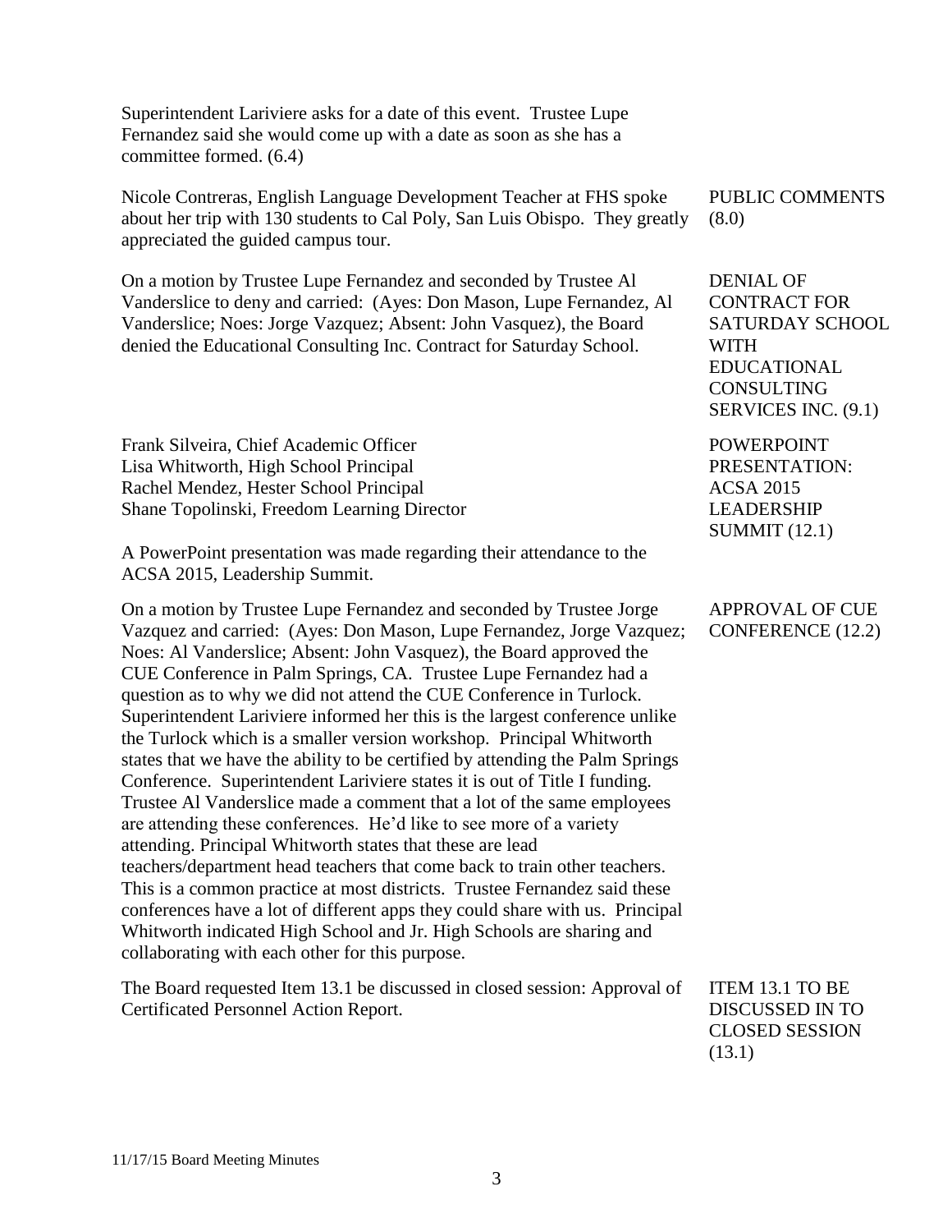Superintendent Lariviere asks for a date of this event. Trustee Lupe Fernandez said she would come up with a date as soon as she has a committee formed. (6.4)

**PUBLIC COMMENTS (8.0)**

Nicole Contreras, English Language Development Teacher at FHS spoke about her trip with 130 students to Cal Poly, San Luis Obispo. They greatly appreciated the guided campus tour.

**DENIAL OF CONTRACT FOR SATURDAY SCHOOL WITH EDUCATIONAL CONSULTING SERVICES INC. (9.1)**

On a motion by Trustee Lupe Fernandez and seconded by Trustee Al Vanderslice to deny and carried: (Ayes: Don Mason, Lupe Fernandez, Al Vanderslice; Noes: Jorge Vazquez; Absent: John Vasquez), the Board denied the Educational Consulting Inc. Contract for Saturday School.

**POWERPOINT PRESENTATION: ACSA 2015 LEADERSHIP SUMMIT (12.1)**

Frank Silveira, Chief Academic Officer
Lisa Whitworth, High School Principal
Rachel Mendez, Hester School Principal
Shane Topolinski, Freedom Learning Director

A PowerPoint presentation was made regarding their attendance to the ACSA 2015, Leadership Summit.

**APPROVAL OF CUE CONFERENCE (12.2)**

On a motion by Trustee Lupe Fernandez and seconded by Trustee Jorge Vazquez and carried: (Ayes: Don Mason, Lupe Fernandez, Jorge Vazquez; Noes: Al Vanderslice; Absent: John Vasquez), the Board approved the CUE Conference in Palm Springs, CA. Trustee Lupe Fernandez had a question as to why we did not attend the CUE Conference in Turlock. Superintendent Lariviere informed her this is the largest conference unlike the Turlock which is a smaller version workshop. Principal Whitworth states that we have the ability to be certified by attending the Palm Springs Conference. Superintendent Lariviere states it is out of Title I funding. Trustee Al Vanderslice made a comment that a lot of the same employees are attending these conferences. He'd like to see more of a variety attending. Principal Whitworth states that these are lead teachers/department head teachers that come back to train other teachers. This is a common practice at most districts. Trustee Fernandez said these conferences have a lot of different apps they could share with us. Principal Whitworth indicated High School and Jr. High Schools are sharing and collaborating with each other for this purpose.

**ITEM 13.1 TO BE DISCUSSED IN TO CLOSED SESSION (13.1)**

The Board requested Item 13.1 be discussed in closed session: Approval of Certificated Personnel Action Report.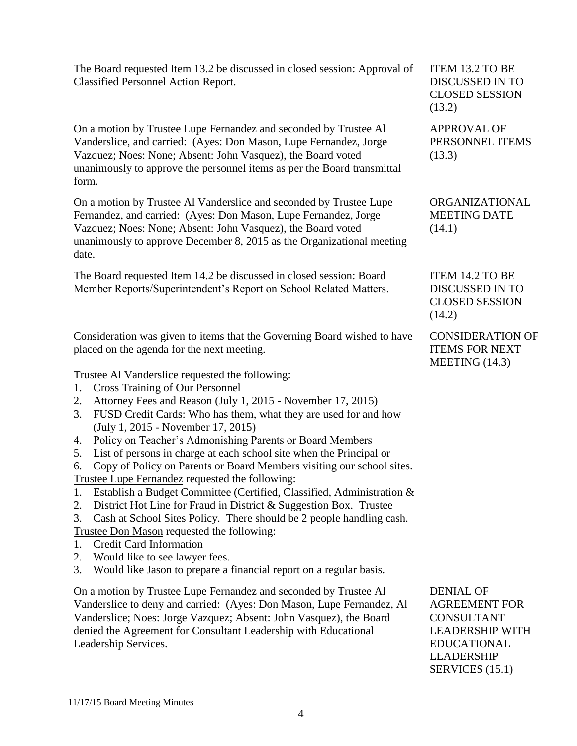The Board requested Item 13.2 be discussed in closed session: Approval of Classified Personnel Action Report.

**ITEM 13.2 TO BE DISCUSSED IN TO CLOSED SESSION (13.2)**

On a motion by Trustee Lupe Fernandez and seconded by Trustee Al Vanderslice, and carried: (Ayes: Don Mason, Lupe Fernandez, Jorge Vazquez; Noes: None; Absent: John Vasquez), the Board voted unanimously to approve the personnel items as per the Board transmittal form.

**APPROVAL OF PERSONNEL ITEMS (13.3)**

On a motion by Trustee Al Vanderslice and seconded by Trustee Lupe Fernandez, and carried: (Ayes: Don Mason, Lupe Fernandez, Jorge Vazquez; Noes: None; Absent: John Vasquez), the Board voted unanimously to approve December 8, 2015 as the Organizational meeting date.

**ORGANIZATIONAL MEETING DATE (14.1)**

The Board requested Item 14.2 be discussed in closed session: Board Member Reports/Superintendent's Report on School Related Matters.

**ITEM 14.2 TO BE DISCUSSED IN TO CLOSED SESSION (14.2)**

Consideration was given to items that the Governing Board wished to have placed on the agenda for the next meeting.

**CONSIDERATION OF ITEMS FOR NEXT MEETING (14.3)**

<u>Trustee Al Vanderslice</u> requested the following:

1. Cross Training of Our Personnel
2. Attorney Fees and Reason (July 1, 2015 - November 17, 2015)
3. FUSD Credit Cards: Who has them, what they are used for and how (July 1, 2015 - November 17, 2015)
4. Policy on Teacher's Admonishing Parents or Board Members
5. List of persons in charge at each school site when the Principal or
6. Copy of Policy on Parents or Board Members visiting our school sites.

<u>Trustee Lupe Fernandez</u> requested the following:

1. Establish a Budget Committee (Certified, Classified, Administration &
2. District Hot Line for Fraud in District & Suggestion Box. Trustee
3. Cash at School Sites Policy. There should be 2 people handling cash.

<u>Trustee Don Mason</u> requested the following:

1. Credit Card Information
2. Would like to see lawyer fees.
3. Would like Jason to prepare a financial report on a regular basis.

On a motion by Trustee Lupe Fernandez and seconded by Trustee Al Vanderslice to deny and carried: (Ayes: Don Mason, Lupe Fernandez, Al Vanderslice; Noes: Jorge Vazquez; Absent: John Vasquez), the Board denied the Agreement for Consultant Leadership with Educational Leadership Services.

**DENIAL OF AGREEMENT FOR CONSULTANT LEADERSHIP WITH EDUCATIONAL LEADERSHIP SERVICES (15.1)**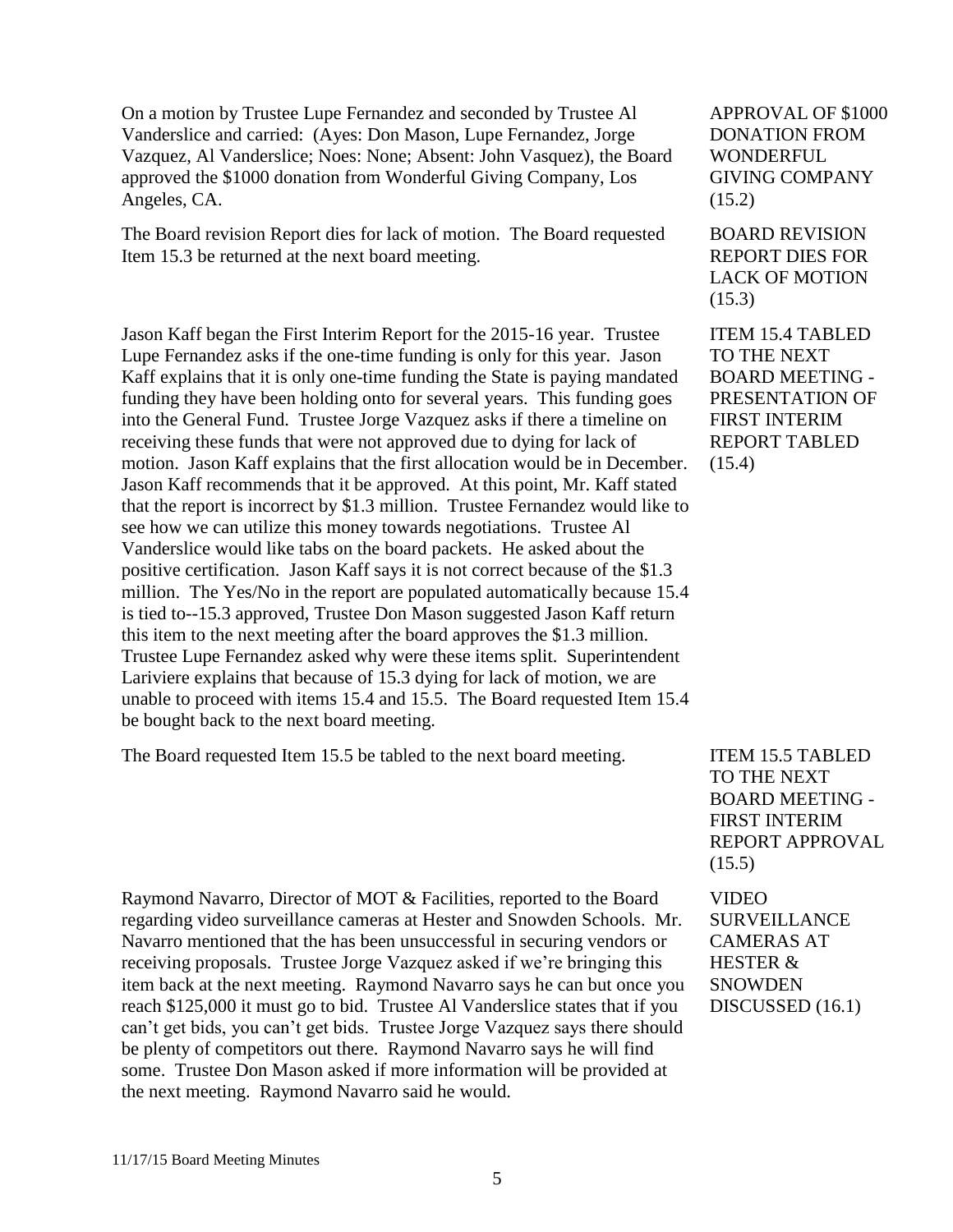On a motion by Trustee Lupe Fernandez and seconded by Trustee Al Vanderslice and carried: (Ayes: Don Mason, Lupe Fernandez, Jorge Vazquez, Al Vanderslice; Noes: None; Absent: John Vasquez), the Board approved the $1000 donation from Wonderful Giving Company, Los Angeles, CA.

**APPROVAL OF $1000 DONATION FROM WONDERFUL GIVING COMPANY (15.2)**

The Board revision Report dies for lack of motion. The Board requested Item 15.3 be returned at the next board meeting.

**BOARD REVISION REPORT DIES FOR LACK OF MOTION (15.3)**

Jason Kaff began the First Interim Report for the 2015-16 year. Trustee Lupe Fernandez asks if the one-time funding is only for this year. Jason Kaff explains that it is only one-time funding the State is paying mandated funding they have been holding onto for several years. This funding goes into the General Fund. Trustee Jorge Vazquez asks if there a timeline on receiving these funds that were not approved due to dying for lack of motion. Jason Kaff explains that the first allocation would be in December. Jason Kaff recommends that it be approved. At this point, Mr. Kaff stated that the report is incorrect by $1.3 million. Trustee Fernandez would like to see how we can utilize this money towards negotiations. Trustee Al Vanderslice would like tabs on the board packets. He asked about the positive certification. Jason Kaff says it is not correct because of the $1.3 million. The Yes/No in the report are populated automatically because 15.4 is tied to--15.3 approved, Trustee Don Mason suggested Jason Kaff return this item to the next meeting after the board approves the $1.3 million. Trustee Lupe Fernandez asked why were these items split. Superintendent Lariviere explains that because of 15.3 dying for lack of motion, we are unable to proceed with items 15.4 and 15.5. The Board requested Item 15.4 be bought back to the next board meeting.

**ITEM 15.4 TABLED TO THE NEXT BOARD MEETING - PRESENTATION OF FIRST INTERIM REPORT TABLED (15.4)**

The Board requested Item 15.5 be tabled to the next board meeting.

**ITEM 15.5 TABLED TO THE NEXT BOARD MEETING - FIRST INTERIM REPORT APPROVAL (15.5)**

Raymond Navarro, Director of MOT & Facilities, reported to the Board regarding video surveillance cameras at Hester and Snowden Schools. Mr. Navarro mentioned that the has been unsuccessful in securing vendors or receiving proposals. Trustee Jorge Vazquez asked if we're bringing this item back at the next meeting. Raymond Navarro says he can but once you reach $125,000 it must go to bid. Trustee Al Vanderslice states that if you can't get bids, you can't get bids. Trustee Jorge Vazquez says there should be plenty of competitors out there. Raymond Navarro says he will find some. Trustee Don Mason asked if more information will be provided at the next meeting. Raymond Navarro said he would.

**VIDEO SURVEILLANCE CAMERAS AT HESTER & SNOWDEN DISCUSSED (16.1)**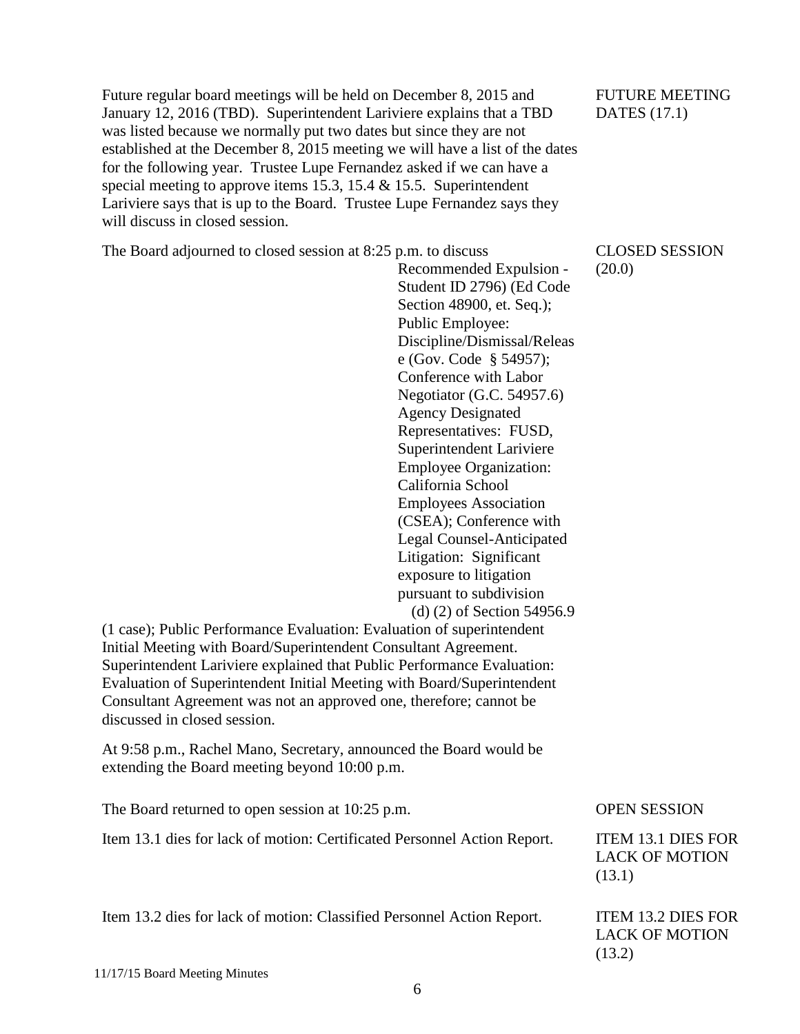Future regular board meetings will be held on December 8, 2015 and January 12, 2016 (TBD). Superintendent Lariviere explains that a TBD was listed because we normally put two dates but since they are not established at the December 8, 2015 meeting we will have a list of the dates for the following year. Trustee Lupe Fernandez asked if we can have a special meeting to approve items 15.3, 15.4 & 15.5. Superintendent Lariviere says that is up to the Board. Trustee Lupe Fernandez says they will discuss in closed session.

**FUTURE MEETING DATES (17.1)**

The Board adjourned to closed session at 8:25 p.m. to discuss Recommended Expulsion - Student ID 2796) (Ed Code Section 48900, et. Seq.); Public Employee: Discipline/Dismissal/Release (Gov. Code § 54957); Conference with Labor Negotiator (G.C. 54957.6) Agency Designated Representatives: FUSD, Superintendent Lariviere Employee Organization: California School Employees Association (CSEA); Conference with Legal Counsel-Anticipated Litigation: Significant exposure to litigation pursuant to subdivision (d) (2) of Section 54956.9 (1 case); Public Performance Evaluation: Evaluation of superintendent Initial Meeting with Board/Superintendent Consultant Agreement. Superintendent Lariviere explained that Public Performance Evaluation: Evaluation of Superintendent Initial Meeting with Board/Superintendent Consultant Agreement was not an approved one, therefore; cannot be discussed in closed session.

**CLOSED SESSION (20.0)**

At 9:58 p.m., Rachel Mano, Secretary, announced the Board would be extending the Board meeting beyond 10:00 p.m.

The Board returned to open session at 10:25 p.m.

**OPEN SESSION**

Item 13.1 dies for lack of motion: Certificated Personnel Action Report.

**ITEM 13.1 DIES FOR LACK OF MOTION (13.1)**

Item 13.2 dies for lack of motion: Classified Personnel Action Report.

**ITEM 13.2 DIES FOR LACK OF MOTION (13.2)**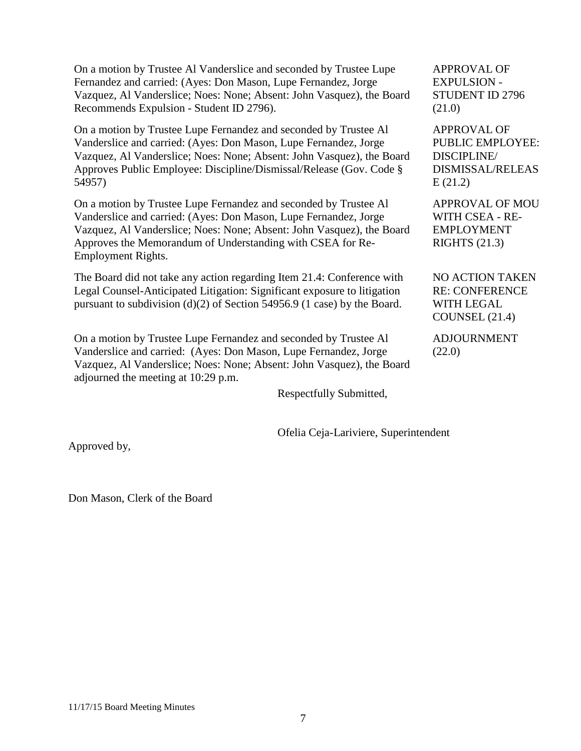On a motion by Trustee Al Vanderslice and seconded by Trustee Lupe Fernandez and carried: (Ayes: Don Mason, Lupe Fernandez, Jorge Vazquez, Al Vanderslice; Noes: None; Absent: John Vasquez), the Board Recommends Expulsion - Student ID 2796).

APPROVAL OF EXPULSION - STUDENT ID 2796 (21.0)

On a motion by Trustee Lupe Fernandez and seconded by Trustee Al Vanderslice and carried: (Ayes: Don Mason, Lupe Fernandez, Jorge Vazquez, Al Vanderslice; Noes: None; Absent: John Vasquez), the Board Approves Public Employee: Discipline/Dismissal/Release (Gov. Code § 54957)

APPROVAL OF PUBLIC EMPLOYEE: DISCIPLINE/ DISMISSAL/RELEASE (21.2)

On a motion by Trustee Lupe Fernandez and seconded by Trustee Al Vanderslice and carried: (Ayes: Don Mason, Lupe Fernandez, Jorge Vazquez, Al Vanderslice; Noes: None; Absent: John Vasquez), the Board Approves the Memorandum of Understanding with CSEA for Re-Employment Rights.

APPROVAL OF MOU WITH CSEA - RE-EMPLOYMENT RIGHTS (21.3)

The Board did not take any action regarding Item 21.4: Conference with Legal Counsel-Anticipated Litigation: Significant exposure to litigation pursuant to subdivision (d)(2) of Section 54956.9 (1 case) by the Board.

NO ACTION TAKEN RE: CONFERENCE WITH LEGAL COUNSEL (21.4)

On a motion by Trustee Lupe Fernandez and seconded by Trustee Al Vanderslice and carried: (Ayes: Don Mason, Lupe Fernandez, Jorge Vazquez, Al Vanderslice; Noes: None; Absent: John Vasquez), the Board adjourned the meeting at 10:29 p.m.

ADJOURNMENT (22.0)

Respectfully Submitted,

Ofelia Ceja-Lariviere, Superintendent

Approved by,

Don Mason, Clerk of the Board